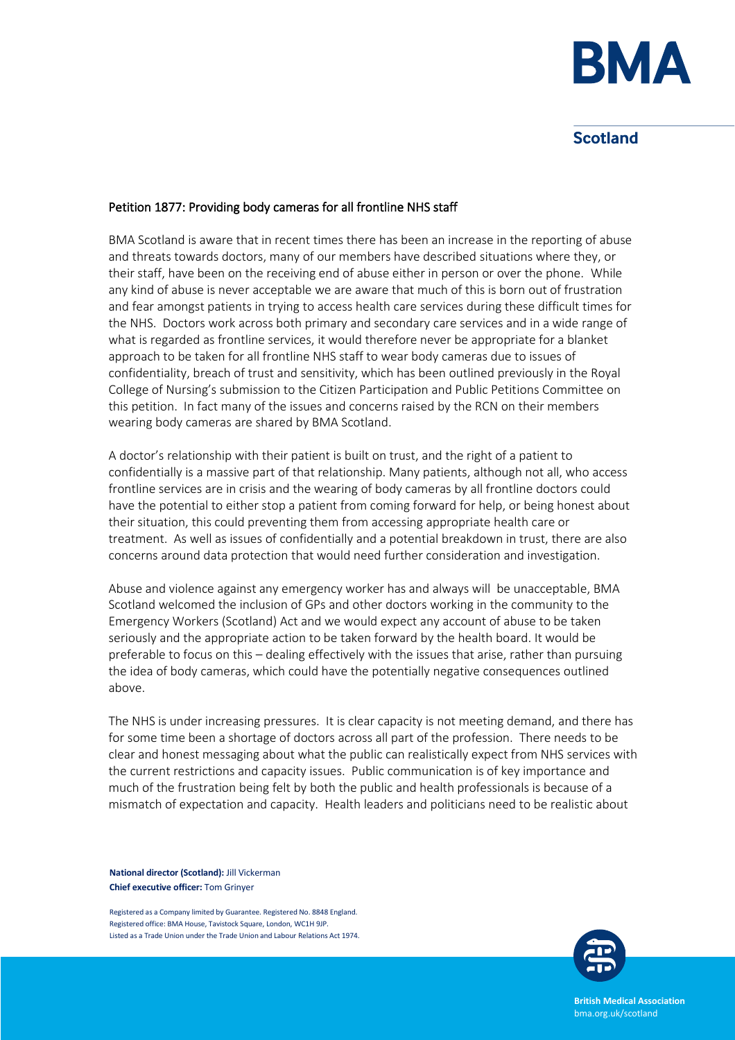## Petition 1877: Providing body cameras for all frontline NHS staff

BMA Scotland is aware that in recent times there has been an increase in the reporting of abuse and threats towards doctors, many of our members have described situations where they, or their staff, have been on the receiving end of abuse either in person or over the phone. While any kind of abuse is never acceptable we are aware that much of this is born out of frustration and fear amongst patients in trying to access health care services during these difficult times for the NHS. Doctors work across both primary and secondary care services and in a wide range of what is regarded as frontline services, it would therefore never be appropriate for a blanket approach to be taken for all frontline NHS staff to wear body cameras due to issues of confidentiality, breach of trust and sensitivity, which has been outlined previously in the Royal College of Nursing's submission to the Citizen Participation and Public Petitions Committee on this petition. In fact many of the issues and concerns raised by the RCN on their members wearing body cameras are shared by BMA Scotland.

A doctor's relationship with their patient is built on trust, and the right of a patient to confidentially is a massive part of that relationship. Many patients, although not all, who access frontline services are in crisis and the wearing of body cameras by all frontline doctors could have the potential to either stop a patient from coming forward for help, or being honest about their situation, this could preventing them from accessing appropriate health care or treatment. As well as issues of confidentially and a potential breakdown in trust, there are also concerns around data protection that would need further consideration and investigation.

Abuse and violence against any emergency worker has and always will be unacceptable, BMA Scotland welcomed the inclusion of GPs and other doctors working in the community to the Emergency Workers (Scotland) Act and we would expect any account of abuse to be taken seriously and the appropriate action to be taken forward by the health board. It would be preferable to focus on this – dealing effectively with the issues that arise, rather than pursuing the idea of body cameras, which could have the potentially negative consequences outlined above.

The NHS is under increasing pressures. It is clear capacity is not meeting demand, and there has for some time been a shortage of doctors across all part of the profession. There needs to be clear and honest messaging about what the public can realistically expect from NHS services with the current restrictions and capacity issues. Public communication is of key importance and much of the frustration being felt by both the public and health professionals is because of a mismatch of expectation and capacity. Health leaders and politicians need to be realistic about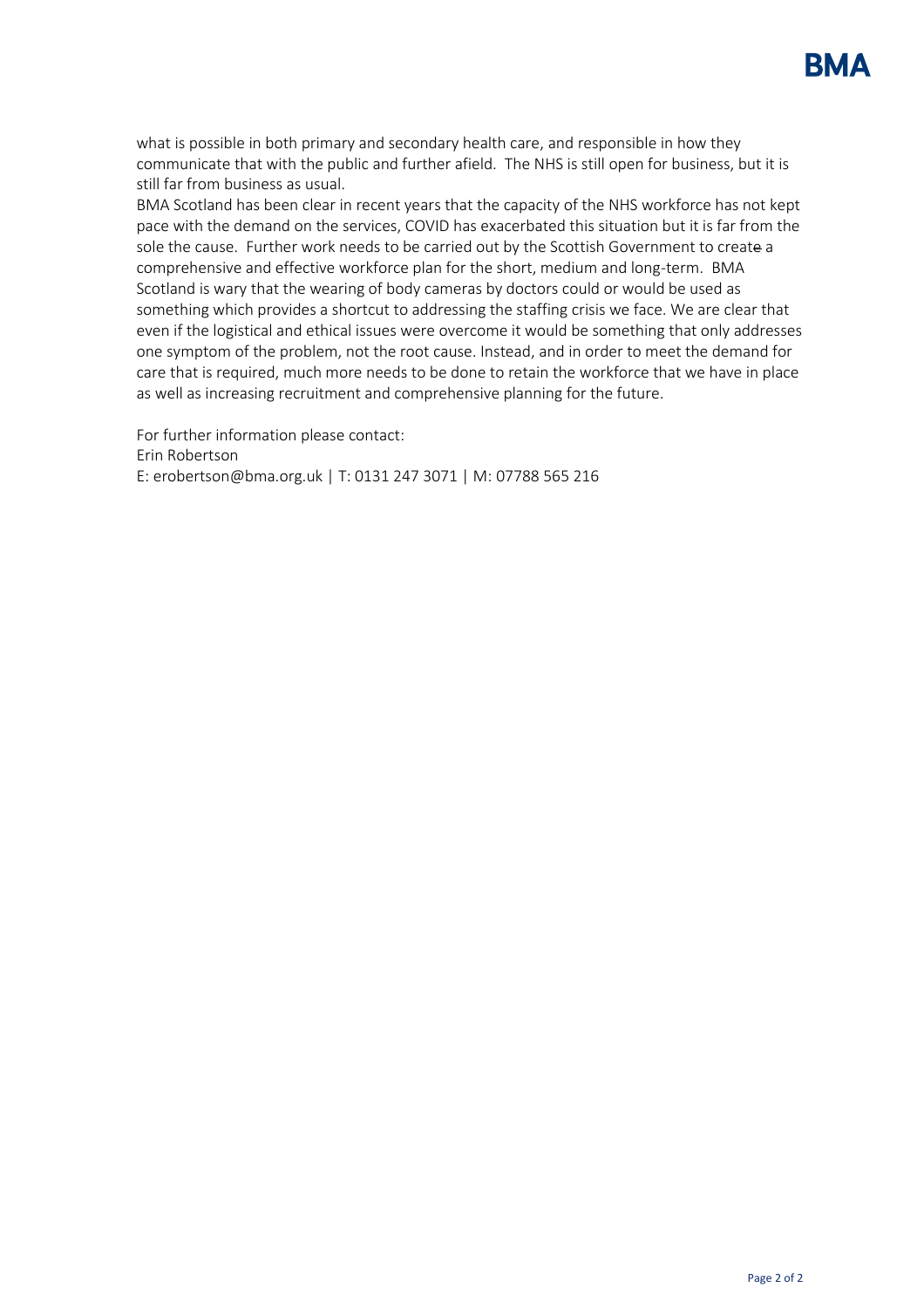what is possible in both primary and secondary health care, and responsible in how they communicate that with the public and further afield. The NHS is still open for business, but it is still far from business as usual.

BMA Scotland has been clear in recent years that the capacity of the NHS workforce has not kept pace with the demand on the services, COVID has exacerbated this situation but it is far from the sole the cause. Further work needs to be carried out by the Scottish Government to create a comprehensive and effective workforce plan for the short, medium and long-term. BMA Scotland is wary that the wearing of body cameras by doctors could or would be used as something which provides a shortcut to addressing the staffing crisis we face. We are clear that even if the logistical and ethical issues were overcome it would be something that only addresses one symptom of the problem, not the root cause. Instead, and in order to meet the demand for care that is required, much more needs to be done to retain the workforce that we have in place as well as increasing recruitment and comprehensive planning for the future.

For further information please contact:
Erin Robertson
E: erobertson@bma.org.uk | T: 0131 247 3071 | M: 07788 565 216